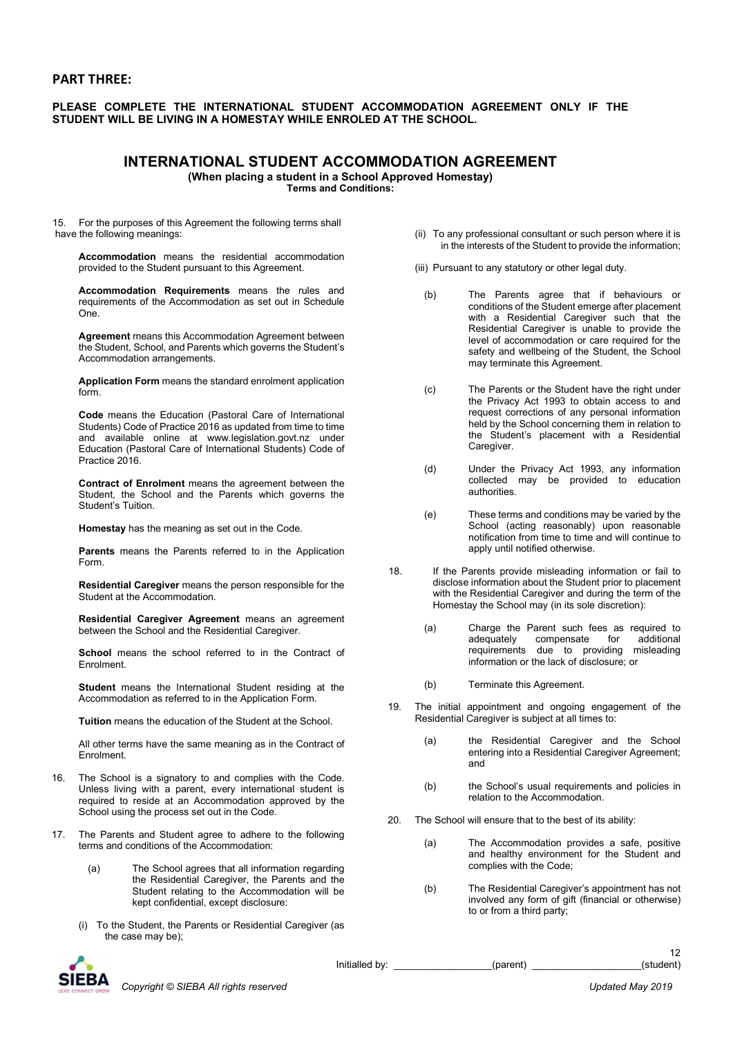## PART THREE:

**PLEASE COMPLETE THE INTERNATIONAL STUDENT ACCOMMODATION AGREEMENT ONLY IF THE STUDENT WILL BE LIVING IN A HOMESTAY WHILE ENROLED AT THE SCHOOL.**

# INTERNATIONAL STUDENT ACCOMMODATION AGREEMENT

**(When placing a student in a School Approved Homestay)**
**Terms and Conditions:**

15. For the purposes of this Agreement the following terms shall have the following meanings:

    **Accommodation** means the residential accommodation provided to the Student pursuant to this Agreement.

    **Accommodation Requirements** means the rules and requirements of the Accommodation as set out in Schedule One.

    **Agreement** means this Accommodation Agreement between the Student, School, and Parents which governs the Student's Accommodation arrangements.

    **Application Form** means the standard enrolment application form.

    **Code** means the Education (Pastoral Care of International Students) Code of Practice 2016 as updated from time to time and available online at www.legislation.govt.nz under Education (Pastoral Care of International Students) Code of Practice 2016.

    **Contract of Enrolment** means the agreement between the Student, the School and the Parents which governs the Student's Tuition.

    **Homestay** has the meaning as set out in the Code.

    **Parents** means the Parents referred to in the Application Form.

    **Residential Caregiver** means the person responsible for the Student at the Accommodation.

    **Residential Caregiver Agreement** means an agreement between the School and the Residential Caregiver.

    **School** means the school referred to in the Contract of Enrolment.

    **Student** means the International Student residing at the Accommodation as referred to in the Application Form.

    **Tuition** means the education of the Student at the School.

    All other terms have the same meaning as in the Contract of Enrolment.

16. The School is a signatory to and complies with the Code. Unless living with a parent, every international student is required to reside at an Accommodation approved by the School using the process set out in the Code.

17. The Parents and Student agree to adhere to the following terms and conditions of the Accommodation:

    (a) The School agrees that all information regarding the Residential Caregiver, the Parents and the Student relating to the Accommodation will be kept confidential, except disclosure:

    (i) To the Student, the Parents or Residential Caregiver (as the case may be);

    (ii) To any professional consultant or such person where it is in the interests of the Student to provide the information;

    (iii) Pursuant to any statutory or other legal duty.

    (b) The Parents agree that if behaviours or conditions of the Student emerge after placement with a Residential Caregiver such that the Residential Caregiver is unable to provide the level of accommodation or care required for the safety and wellbeing of the Student, the School may terminate this Agreement.

    (c) The Parents or the Student have the right under the Privacy Act 1993 to obtain access to and request corrections of any personal information held by the School concerning them in relation to the Student's placement with a Residential Caregiver.

    (d) Under the Privacy Act 1993, any information collected may be provided to education authorities.

    (e) These terms and conditions may be varied by the School (acting reasonably) upon reasonable notification from time to time and will continue to apply until notified otherwise.

18. If the Parents provide misleading information or fail to disclose information about the Student prior to placement with the Residential Caregiver and during the term of the Homestay the School may (in its sole discretion):

    (a) Charge the Parent such fees as required to adequately compensate for additional requirements due to providing misleading information or the lack of disclosure; or

    (b) Terminate this Agreement.

19. The initial appointment and ongoing engagement of the Residential Caregiver is subject at all times to:

    (a) the Residential Caregiver and the School entering into a Residential Caregiver Agreement; and

    (b) the School's usual requirements and policies in relation to the Accommodation.

20. The School will ensure that to the best of its ability:

    (a) The Accommodation provides a safe, positive and healthy environment for the Student and complies with the Code;

    (b) The Residential Caregiver's appointment has not involved any form of gift (financial or otherwise) to or from a third party;

Initialled by: ________________(parent) ________________(student)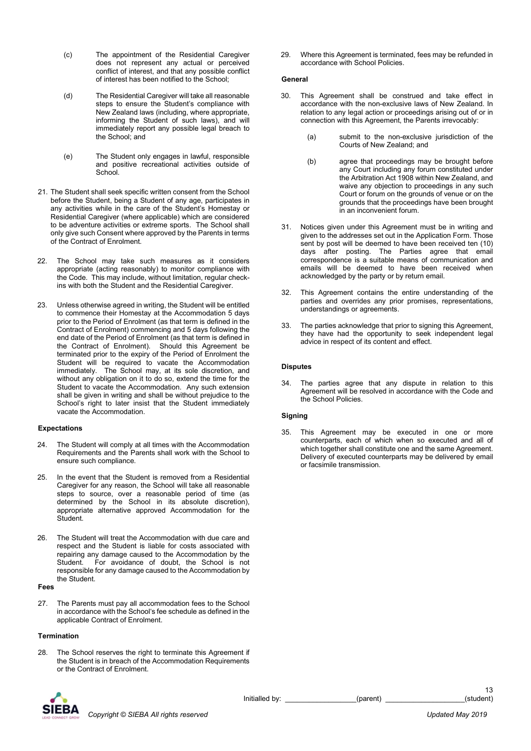(c) The appointment of the Residential Caregiver does not represent any actual or perceived conflict of interest, and that any possible conflict of interest has been notified to the School;

(d) The Residential Caregiver will take all reasonable steps to ensure the Student's compliance with New Zealand laws (including, where appropriate, informing the Student of such laws), and will immediately report any possible legal breach to the School; and

(e) The Student only engages in lawful, responsible and positive recreational activities outside of School.

21. The Student shall seek specific written consent from the School before the Student, being a Student of any age, participates in any activities while in the care of the Student's Homestay or Residential Caregiver (where applicable) which are considered to be adventure activities or extreme sports. The School shall only give such Consent where approved by the Parents in terms of the Contract of Enrolment.

22. The School may take such measures as it considers appropriate (acting reasonably) to monitor compliance with the Code. This may include, without limitation, regular check-ins with both the Student and the Residential Caregiver.

23. Unless otherwise agreed in writing, the Student will be entitled to commence their Homestay at the Accommodation 5 days prior to the Period of Enrolment (as that term is defined in the Contract of Enrolment) commencing and 5 days following the end date of the Period of Enrolment (as that term is defined in the Contract of Enrolment). Should this Agreement be terminated prior to the expiry of the Period of Enrolment the Student will be required to vacate the Accommodation immediately. The School may, at its sole discretion, and without any obligation on it to do so, extend the time for the Student to vacate the Accommodation. Any such extension shall be given in writing and shall be without prejudice to the School's right to later insist that the Student immediately vacate the Accommodation.

**Expectations**

24. The Student will comply at all times with the Accommodation Requirements and the Parents shall work with the School to ensure such compliance.

25. In the event that the Student is removed from a Residential Caregiver for any reason, the School will take all reasonable steps to source, over a reasonable period of time (as determined by the School in its absolute discretion), appropriate alternative approved Accommodation for the Student.

26. The Student will treat the Accommodation with due care and respect and the Student is liable for costs associated with repairing any damage caused to the Accommodation by the Student. For avoidance of doubt, the School is not responsible for any damage caused to the Accommodation by the Student.

**Fees**

27. The Parents must pay all accommodation fees to the School in accordance with the School's fee schedule as defined in the applicable Contract of Enrolment.

**Termination**

28. The School reserves the right to terminate this Agreement if the Student is in breach of the Accommodation Requirements or the Contract of Enrolment.

29. Where this Agreement is terminated, fees may be refunded in accordance with School Policies.

**General**

30. This Agreement shall be construed and take effect in accordance with the non-exclusive laws of New Zealand. In relation to any legal action or proceedings arising out of or in connection with this Agreement, the Parents irrevocably:

(a) submit to the non-exclusive jurisdiction of the Courts of New Zealand; and

(b) agree that proceedings may be brought before any Court including any forum constituted under the Arbitration Act 1908 within New Zealand, and waive any objection to proceedings in any such Court or forum on the grounds of venue or on the grounds that the proceedings have been brought in an inconvenient forum.

31. Notices given under this Agreement must be in writing and given to the addresses set out in the Application Form. Those sent by post will be deemed to have been received ten (10) days after posting. The Parties agree that email correspondence is a suitable means of communication and emails will be deemed to have been received when acknowledged by the party or by return email.

32. This Agreement contains the entire understanding of the parties and overrides any prior promises, representations, understandings or agreements.

33. The parties acknowledge that prior to signing this Agreement, they have had the opportunity to seek independent legal advice in respect of its content and effect.

**Disputes**

34. The parties agree that any dispute in relation to this Agreement will be resolved in accordance with the Code and the School Policies.

**Signing**

35. This Agreement may be executed in one or more counterparts, each of which when so executed and all of which together shall constitute one and the same Agreement. Delivery of executed counterparts may be delivered by email or facsimile transmission.

Initialled by: \_\_\_\_\_\_\_\_\_\_\_\_\_\_\_\_\_\_(parent) \_\_\_\_\_\_\_\_\_\_\_\_\_\_\_\_\_\_\_\_(student)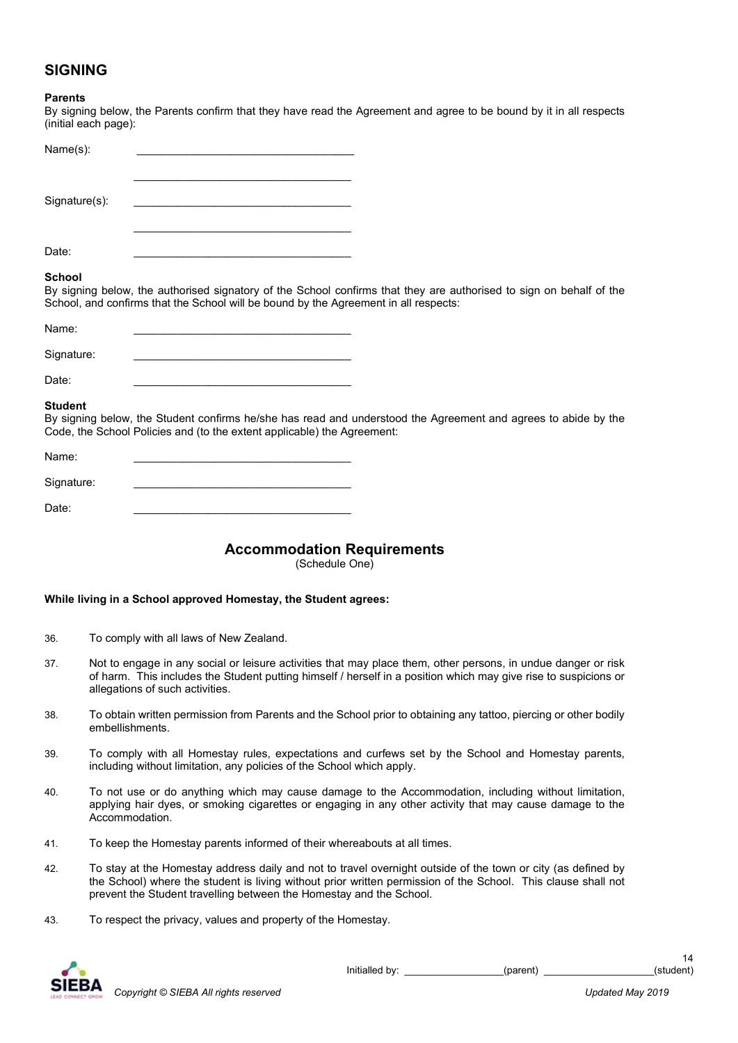## SIGNING

**Parents**

By signing below, the Parents confirm that they have read the Agreement and agree to be bound by it in all respects (initial each page):

Name(s): ___________________________________

___________________________________

Signature(s): ___________________________________

___________________________________

Date: ___________________________________

**School**

By signing below, the authorised signatory of the School confirms that they are authorised to sign on behalf of the School, and confirms that the School will be bound by the Agreement in all respects:

Name: ___________________________________

Signature: ___________________________________

Date: ___________________________________

**Student**

By signing below, the Student confirms he/she has read and understood the Agreement and agrees to abide by the Code, the School Policies and (to the extent applicable) the Agreement:

Name: ___________________________________

Signature: ___________________________________

Date: ___________________________________

## Accommodation Requirements

(Schedule One)

**While living in a School approved Homestay, the Student agrees:**

36. To comply with all laws of New Zealand.
37. Not to engage in any social or leisure activities that may place them, other persons, in undue danger or risk of harm. This includes the Student putting himself / herself in a position which may give rise to suspicions or allegations of such activities.
38. To obtain written permission from Parents and the School prior to obtaining any tattoo, piercing or other bodily embellishments.
39. To comply with all Homestay rules, expectations and curfews set by the School and Homestay parents, including without limitation, any policies of the School which apply.
40. To not use or do anything which may cause damage to the Accommodation, including without limitation, applying hair dyes, or smoking cigarettes or engaging in any other activity that may cause damage to the Accommodation.
41. To keep the Homestay parents informed of their whereabouts at all times.
42. To stay at the Homestay address daily and not to travel overnight outside of the town or city (as defined by the School) where the student is living without prior written permission of the School. This clause shall not prevent the Student travelling between the Homestay and the School.
43. To respect the privacy, values and property of the Homestay.

Initialled by: _________________(parent) ___________________(student)